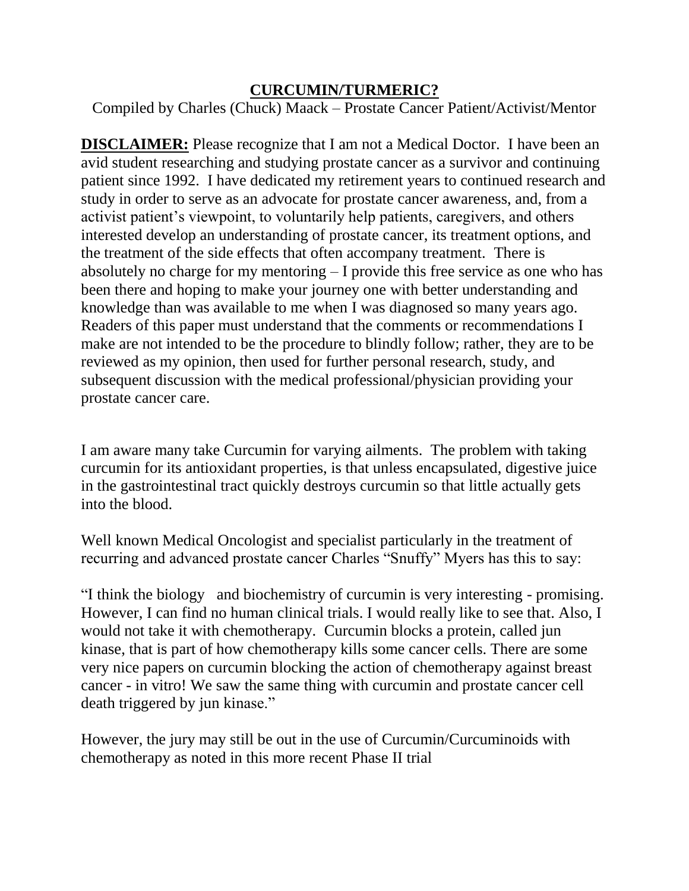# CURCUMIN/TURMERIC?

Compiled by Charles (Chuck) Maack – Prostate Cancer Patient/Activist/Mentor

**DISCLAIMER:** Please recognize that I am not a Medical Doctor. I have been an avid student researching and studying prostate cancer as a survivor and continuing patient since 1992. I have dedicated my retirement years to continued research and study in order to serve as an advocate for prostate cancer awareness, and, from a activist patient's viewpoint, to voluntarily help patients, caregivers, and others interested develop an understanding of prostate cancer, its treatment options, and the treatment of the side effects that often accompany treatment. There is absolutely no charge for my mentoring – I provide this free service as one who has been there and hoping to make your journey one with better understanding and knowledge than was available to me when I was diagnosed so many years ago. Readers of this paper must understand that the comments or recommendations I make are not intended to be the procedure to blindly follow; rather, they are to be reviewed as my opinion, then used for further personal research, study, and subsequent discussion with the medical professional/physician providing your prostate cancer care.

I am aware many take Curcumin for varying ailments. The problem with taking curcumin for its antioxidant properties, is that unless encapsulated, digestive juice in the gastrointestinal tract quickly destroys curcumin so that little actually gets into the blood.

Well known Medical Oncologist and specialist particularly in the treatment of recurring and advanced prostate cancer Charles "Snuffy" Myers has this to say:

"I think the biology and biochemistry of curcumin is very interesting - promising. However, I can find no human clinical trials. I would really like to see that. Also, I would not take it with chemotherapy. Curcumin blocks a protein, called jun kinase, that is part of how chemotherapy kills some cancer cells. There are some very nice papers on curcumin blocking the action of chemotherapy against breast cancer - in vitro! We saw the same thing with curcumin and prostate cancer cell death triggered by jun kinase."

However, the jury may still be out in the use of Curcumin/Curcuminoids with chemotherapy as noted in this more recent Phase II trial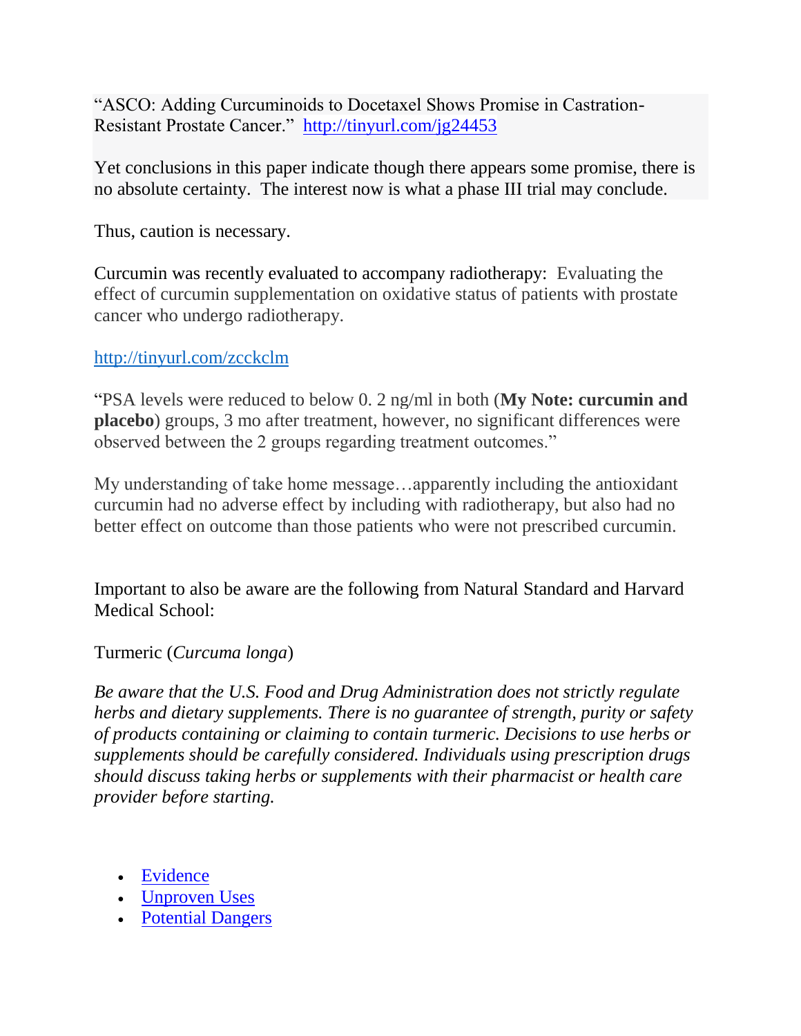"ASCO: Adding Curcuminoids to Docetaxel Shows Promise in Castration-Resistant Prostate Cancer." http://tinyurl.com/jg24453

Yet conclusions in this paper indicate though there appears some promise, there is no absolute certainty. The interest now is what a phase III trial may conclude.

Thus, caution is necessary.

Curcumin was recently evaluated to accompany radiotherapy: Evaluating the effect of curcumin supplementation on oxidative status of patients with prostate cancer who undergo radiotherapy.

http://tinyurl.com/zcckclm

"PSA levels were reduced to below 0. 2 ng/ml in both (**My Note: curcumin and placebo**) groups, 3 mo after treatment, however, no significant differences were observed between the 2 groups regarding treatment outcomes."

My understanding of take home message…apparently including the antioxidant curcumin had no adverse effect by including with radiotherapy, but also had no better effect on outcome than those patients who were not prescribed curcumin.

Important to also be aware are the following from Natural Standard and Harvard Medical School:

Turmeric (*Curcuma longa*)

*Be aware that the U.S. Food and Drug Administration does not strictly regulate herbs and dietary supplements. There is no guarantee of strength, purity or safety of products containing or claiming to contain turmeric. Decisions to use herbs or supplements should be carefully considered. Individuals using prescription drugs should discuss taking herbs or supplements with their pharmacist or health care provider before starting.*

- Evidence
- Unproven Uses
- Potential Dangers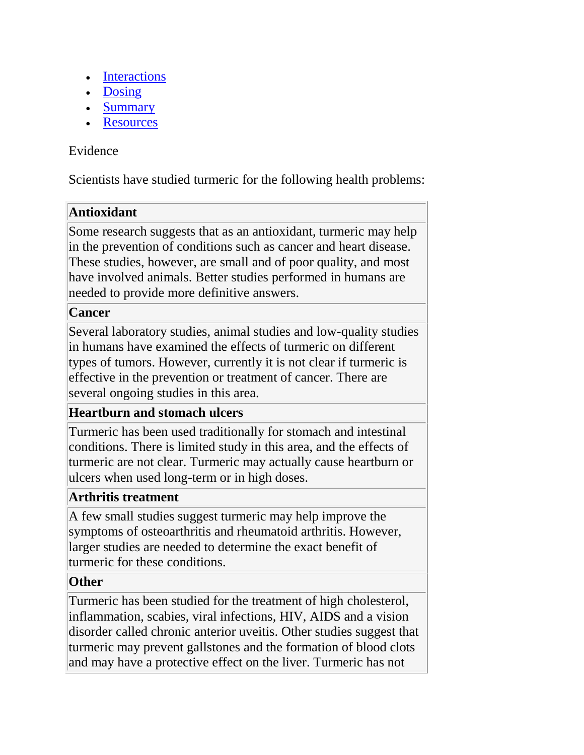- Interactions
- Dosing
- Summary
- Resources

Evidence

Scientists have studied turmeric for the following health problems:

| **Antioxidant** |
| --- |
| Some research suggests that as an antioxidant, turmeric may help in the prevention of conditions such as cancer and heart disease. These studies, however, are small and of poor quality, and most have involved animals. Better studies performed in humans are needed to provide more definitive answers. |
| **Cancer** |
| Several laboratory studies, animal studies and low-quality studies in humans have examined the effects of turmeric on different types of tumors. However, currently it is not clear if turmeric is effective in the prevention or treatment of cancer. There are several ongoing studies in this area. |
| **Heartburn and stomach ulcers** |
| Turmeric has been used traditionally for stomach and intestinal conditions. There is limited study in this area, and the effects of turmeric are not clear. Turmeric may actually cause heartburn or ulcers when used long-term or in high doses. |
| **Arthritis treatment** |
| A few small studies suggest turmeric may help improve the symptoms of osteoarthritis and rheumatoid arthritis. However, larger studies are needed to determine the exact benefit of turmeric for these conditions. |
| **Other** |
| Turmeric has been studied for the treatment of high cholesterol, inflammation, scabies, viral infections, HIV, AIDS and a vision disorder called chronic anterior uveitis. Other studies suggest that turmeric may prevent gallstones and the formation of blood clots and may have a protective effect on the liver. Turmeric has not |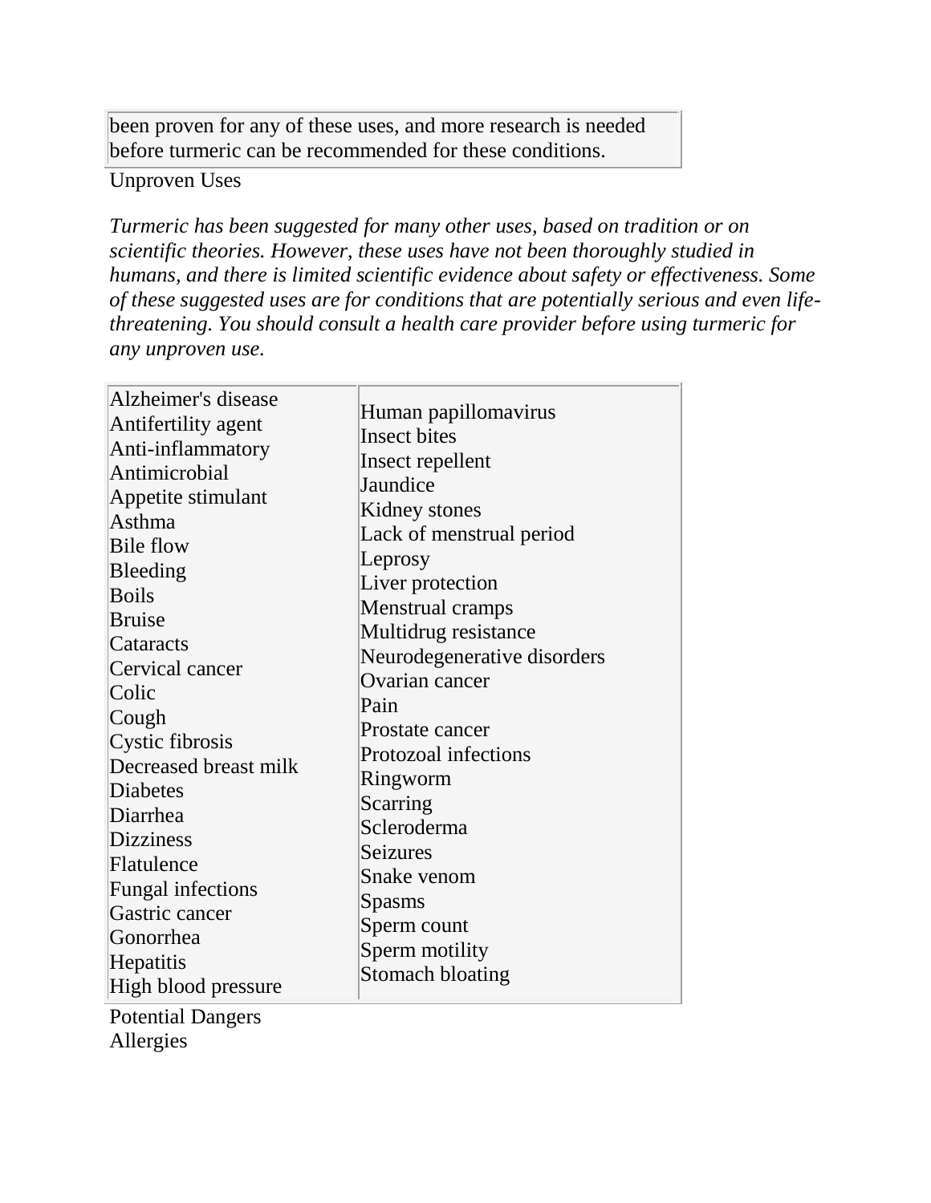been proven for any of these uses, and more research is needed before turmeric can be recommended for these conditions.

Unproven Uses

*Turmeric has been suggested for many other uses, based on tradition or on scientific theories. However, these uses have not been thoroughly studied in humans, and there is limited scientific evidence about safety or effectiveness. Some of these suggested uses are for conditions that are potentially serious and even life-threatening. You should consult a health care provider before using turmeric for any unproven use.*

| | |
|---|---|
| Alzheimer's disease<br>Antifertility agent<br>Anti-inflammatory<br>Antimicrobial<br>Appetite stimulant<br>Asthma<br>Bile flow<br>Bleeding<br>Boils<br>Bruise<br>Cataracts<br>Cervical cancer<br>Colic<br>Cough<br>Cystic fibrosis<br>Decreased breast milk<br>Diabetes<br>Diarrhea<br>Dizziness<br>Flatulence<br>Fungal infections<br>Gastric cancer<br>Gonorrhea<br>Hepatitis<br>High blood pressure | Human papillomavirus<br>Insect bites<br>Insect repellent<br>Jaundice<br>Kidney stones<br>Lack of menstrual period<br>Leprosy<br>Liver protection<br>Menstrual cramps<br>Multidrug resistance<br>Neurodegenerative disorders<br>Ovarian cancer<br>Pain<br>Prostate cancer<br>Protozoal infections<br>Ringworm<br>Scarring<br>Scleroderma<br>Seizures<br>Snake venom<br>Spasms<br>Sperm count<br>Sperm motility<br>Stomach bloating |

Potential Dangers

Allergies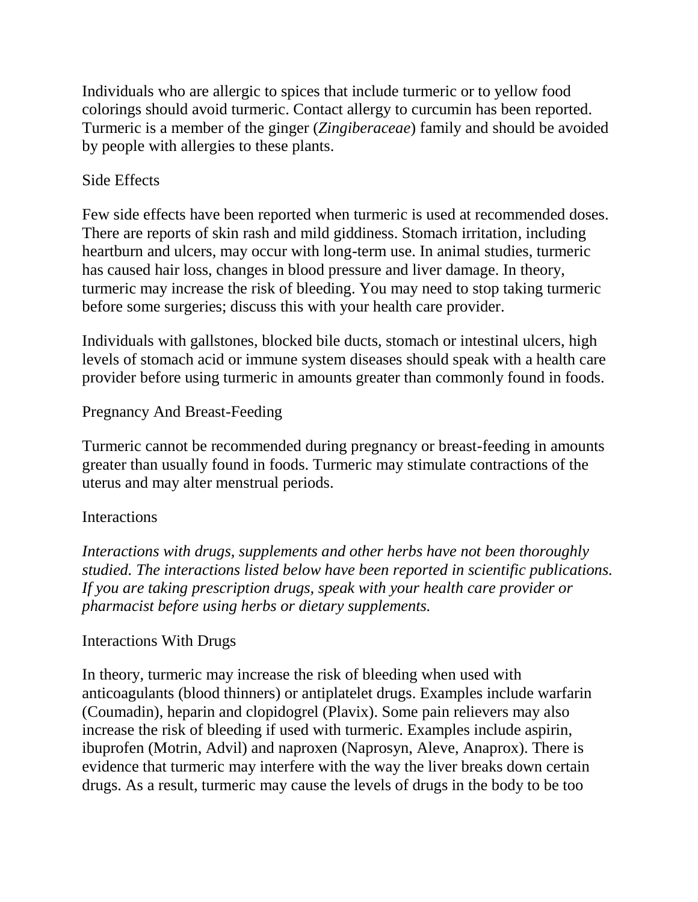Individuals who are allergic to spices that include turmeric or to yellow food colorings should avoid turmeric. Contact allergy to curcumin has been reported. Turmeric is a member of the ginger (*Zingiberaceae*) family and should be avoided by people with allergies to these plants.

## Side Effects

Few side effects have been reported when turmeric is used at recommended doses. There are reports of skin rash and mild giddiness. Stomach irritation, including heartburn and ulcers, may occur with long-term use. In animal studies, turmeric has caused hair loss, changes in blood pressure and liver damage. In theory, turmeric may increase the risk of bleeding. You may need to stop taking turmeric before some surgeries; discuss this with your health care provider.

Individuals with gallstones, blocked bile ducts, stomach or intestinal ulcers, high levels of stomach acid or immune system diseases should speak with a health care provider before using turmeric in amounts greater than commonly found in foods.

## Pregnancy And Breast-Feeding

Turmeric cannot be recommended during pregnancy or breast-feeding in amounts greater than usually found in foods. Turmeric may stimulate contractions of the uterus and may alter menstrual periods.

## Interactions

*Interactions with drugs, supplements and other herbs have not been thoroughly studied. The interactions listed below have been reported in scientific publications. If you are taking prescription drugs, speak with your health care provider or pharmacist before using herbs or dietary supplements.*

### Interactions With Drugs

In theory, turmeric may increase the risk of bleeding when used with anticoagulants (blood thinners) or antiplatelet drugs. Examples include warfarin (Coumadin), heparin and clopidogrel (Plavix). Some pain relievers may also increase the risk of bleeding if used with turmeric. Examples include aspirin, ibuprofen (Motrin, Advil) and naproxen (Naprosyn, Aleve, Anaprox). There is evidence that turmeric may interfere with the way the liver breaks down certain drugs. As a result, turmeric may cause the levels of drugs in the body to be too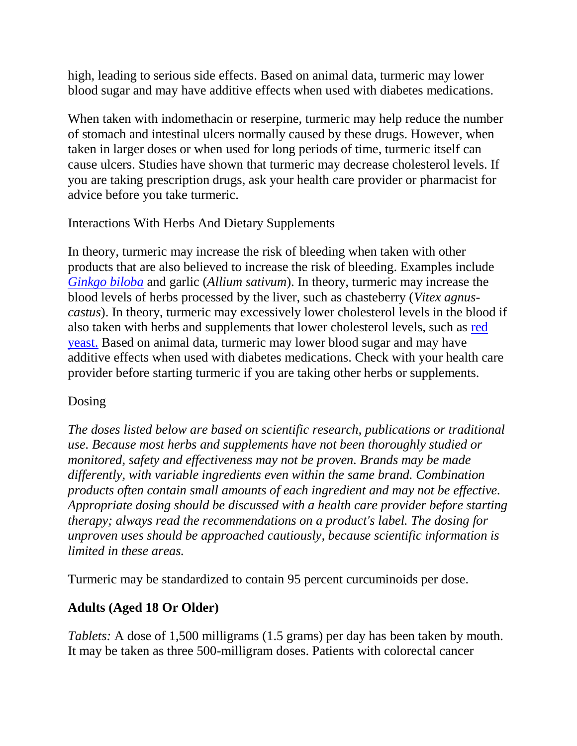high, leading to serious side effects. Based on animal data, turmeric may lower blood sugar and may have additive effects when used with diabetes medications.

When taken with indomethacin or reserpine, turmeric may help reduce the number of stomach and intestinal ulcers normally caused by these drugs. However, when taken in larger doses or when used for long periods of time, turmeric itself can cause ulcers. Studies have shown that turmeric may decrease cholesterol levels. If you are taking prescription drugs, ask your health care provider or pharmacist for advice before you take turmeric.

Interactions With Herbs And Dietary Supplements

In theory, turmeric may increase the risk of bleeding when taken with other products that are also believed to increase the risk of bleeding. Examples include *Ginkgo biloba* and garlic (*Allium sativum*). In theory, turmeric may increase the blood levels of herbs processed by the liver, such as chasteberry (*Vitex agnus-castus*). In theory, turmeric may excessively lower cholesterol levels in the blood if also taken with herbs and supplements that lower cholesterol levels, such as red yeast. Based on animal data, turmeric may lower blood sugar and may have additive effects when used with diabetes medications. Check with your health care provider before starting turmeric if you are taking other herbs or supplements.

Dosing

*The doses listed below are based on scientific research, publications or traditional use. Because most herbs and supplements have not been thoroughly studied or monitored, safety and effectiveness may not be proven. Brands may be made differently, with variable ingredients even within the same brand. Combination products often contain small amounts of each ingredient and may not be effective. Appropriate dosing should be discussed with a health care provider before starting therapy; always read the recommendations on a product's label. The dosing for unproven uses should be approached cautiously, because scientific information is limited in these areas.*

Turmeric may be standardized to contain 95 percent curcuminoids per dose.

**Adults (Aged 18 Or Older)**

*Tablets:* A dose of 1,500 milligrams (1.5 grams) per day has been taken by mouth. It may be taken as three 500-milligram doses. Patients with colorectal cancer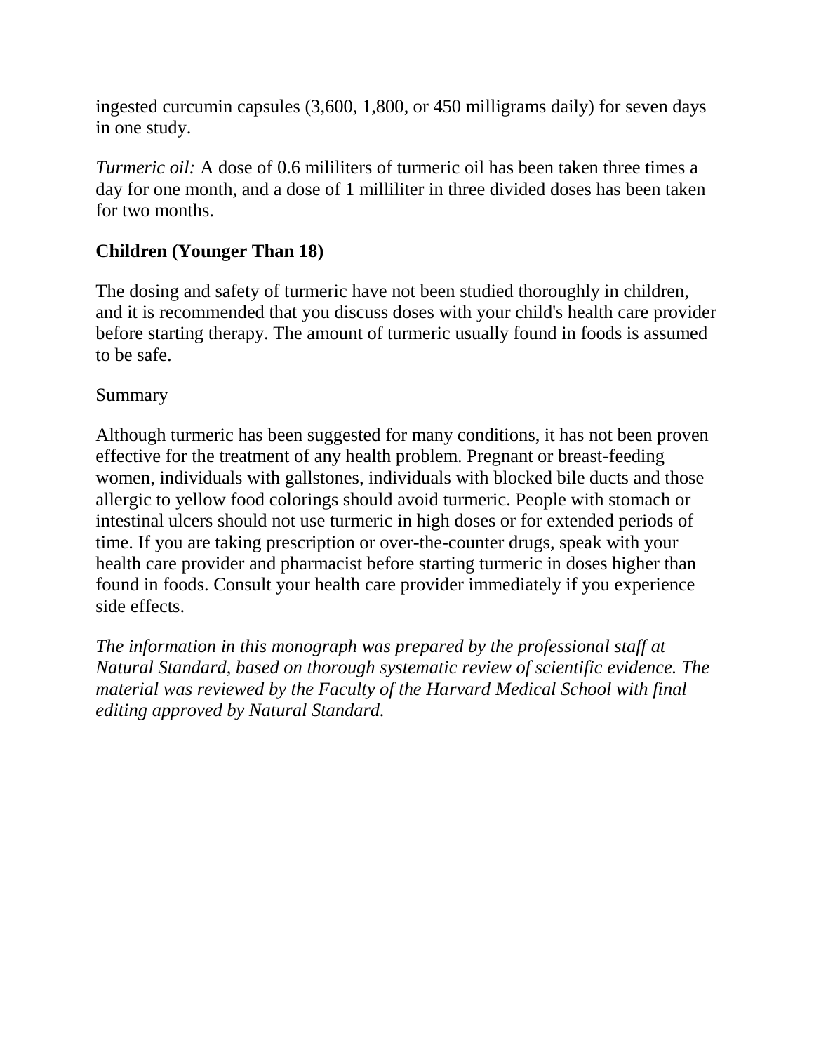ingested curcumin capsules (3,600, 1,800, or 450 milligrams daily) for seven days in one study.

*Turmeric oil:* A dose of 0.6 mililiters of turmeric oil has been taken three times a day for one month, and a dose of 1 milliliter in three divided doses has been taken for two months.

### Children (Younger Than 18)

The dosing and safety of turmeric have not been studied thoroughly in children, and it is recommended that you discuss doses with your child's health care provider before starting therapy. The amount of turmeric usually found in foods is assumed to be safe.

Summary

Although turmeric has been suggested for many conditions, it has not been proven effective for the treatment of any health problem. Pregnant or breast-feeding women, individuals with gallstones, individuals with blocked bile ducts and those allergic to yellow food colorings should avoid turmeric. People with stomach or intestinal ulcers should not use turmeric in high doses or for extended periods of time. If you are taking prescription or over-the-counter drugs, speak with your health care provider and pharmacist before starting turmeric in doses higher than found in foods. Consult your health care provider immediately if you experience side effects.

*The information in this monograph was prepared by the professional staff at Natural Standard, based on thorough systematic review of scientific evidence. The material was reviewed by the Faculty of the Harvard Medical School with final editing approved by Natural Standard.*